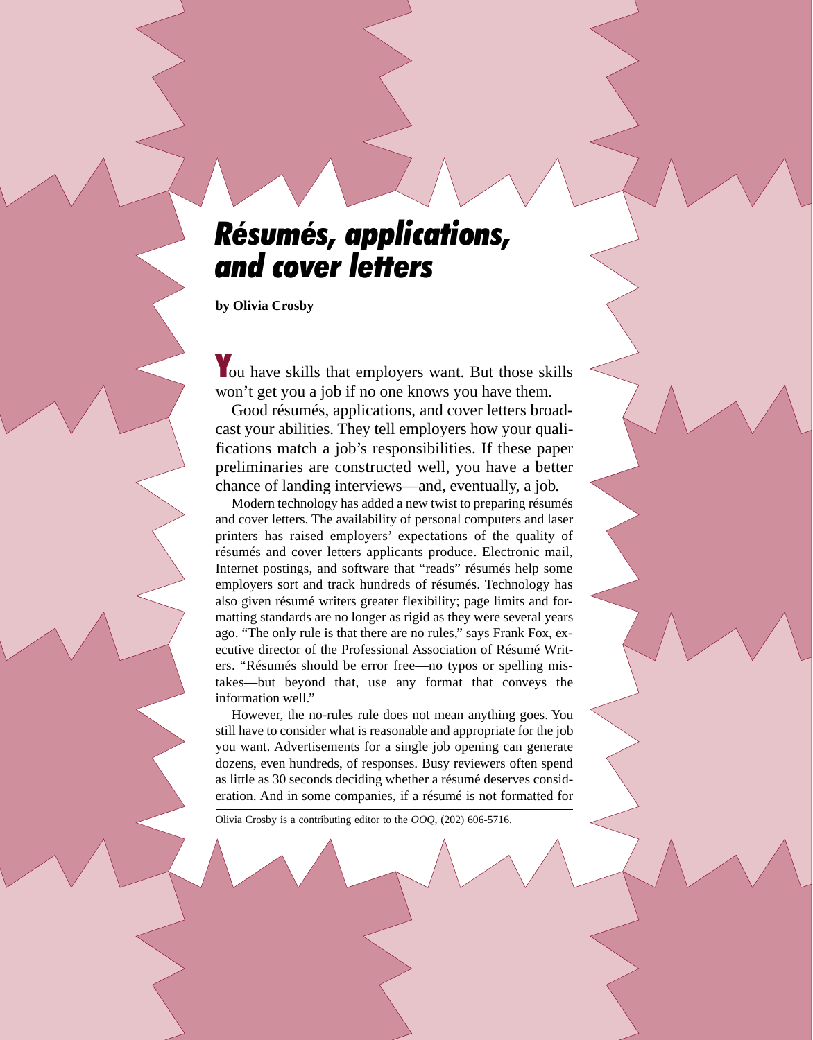# Résumés, applications, and cover letters

**by Olivia Crosby**

You have skills that employers want. But those skills won't get you a job if no one knows you have them.

Good résumés, applications, and cover letters broadcast your abilities. They tell employers how your qualifications match a job's responsibilities. If these paper preliminaries are constructed well, you have a better chance of landing interviews—and, eventually, a job.

Modern technology has added a new twist to preparing résumés and cover letters. The availability of personal computers and laser printers has raised employers' expectations of the quality of résumés and cover letters applicants produce. Electronic mail, Internet postings, and software that "reads" résumés help some employers sort and track hundreds of résumés. Technology has also given résumé writers greater flexibility; page limits and formatting standards are no longer as rigid as they were several years ago. "The only rule is that there are no rules," says Frank Fox, executive director of the Professional Association of Résumé Writers. "Résumés should be error free—no typos or spelling mistakes—but beyond that, use any format that conveys the information well."

However, the no-rules rule does not mean anything goes. You still have to consider what is reasonable and appropriate for the job you want. Advertisements for a single job opening can generate dozens, even hundreds, of responses. Busy reviewers often spend as little as 30 seconds deciding whether a résumé deserves consideration. And in some companies, if a résumé is not formatted for

---

Olivia Crosby is a contributing editor to the *OOQ*, (202) 606-5716.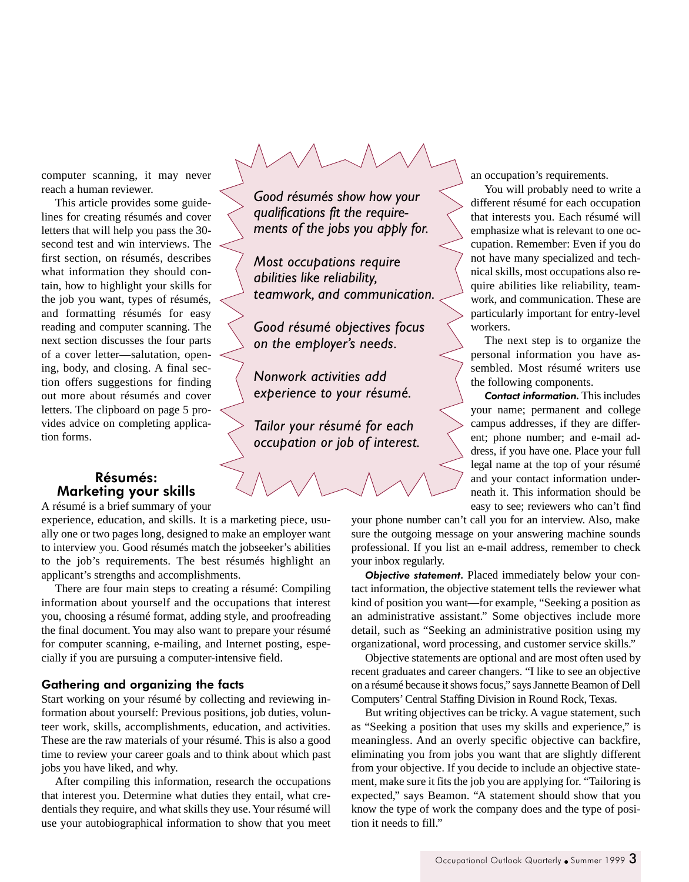computer scanning, it may never reach a human reviewer.

This article provides some guidelines for creating résumés and cover letters that will help you pass the 30-second test and win interviews. The first section, on résumés, describes what information they should contain, how to highlight your skills for the job you want, types of résumés, and formatting résumés for easy reading and computer scanning. The next section discusses the four parts of a cover letter—salutation, opening, body, and closing. A final section offers suggestions for finding out more about résumés and cover letters. The clipboard on page 5 provides advice on completing application forms.

*Good résumés show how your qualifications fit the requirements of the jobs you apply for.*

*Most occupations require abilities like reliability, teamwork, and communication.*

*Good résumé objectives focus on the employer's needs.*

*Nonwork activities add experience to your résumé.*

*Tailor your résumé for each occupation or job of interest.*

## Résumés: Marketing your skills

A résumé is a brief summary of your experience, education, and skills. It is a marketing piece, usually one or two pages long, designed to make an employer want to interview you. Good résumés match the jobseeker's abilities to the job's requirements. The best résumés highlight an applicant's strengths and accomplishments.

There are four main steps to creating a résumé: Compiling information about yourself and the occupations that interest you, choosing a résumé format, adding style, and proofreading the final document. You may also want to prepare your résumé for computer scanning, e-mailing, and Internet posting, especially if you are pursuing a computer-intensive field.

### Gathering and organizing the facts

Start working on your résumé by collecting and reviewing information about yourself: Previous positions, job duties, volunteer work, skills, accomplishments, education, and activities. These are the raw materials of your résumé. This is also a good time to review your career goals and to think about which past jobs you have liked, and why.

After compiling this information, research the occupations that interest you. Determine what duties they entail, what credentials they require, and what skills they use. Your résumé will use your autobiographical information to show that you meet an occupation's requirements.

You will probably need to write a different résumé for each occupation that interests you. Each résumé will emphasize what is relevant to one occupation. Remember: Even if you do not have many specialized and technical skills, most occupations also require abilities like reliability, teamwork, and communication. These are particularly important for entry-level workers.

The next step is to organize the personal information you have assembled. Most résumé writers use the following components.

***Contact information.*** This includes your name; permanent and college campus addresses, if they are different; phone number; and e-mail address, if you have one. Place your full legal name at the top of your résumé and your contact information underneath it. This information should be easy to see; reviewers who can't find your phone number can't call you for an interview. Also, make sure the outgoing message on your answering machine sounds professional. If you list an e-mail address, remember to check your inbox regularly.

***Objective statement.*** Placed immediately below your contact information, the objective statement tells the reviewer what kind of position you want—for example, "Seeking a position as an administrative assistant." Some objectives include more detail, such as "Seeking an administrative position using my organizational, word processing, and customer service skills."

Objective statements are optional and are most often used by recent graduates and career changers. "I like to see an objective on a résumé because it shows focus," says Jannette Beamon of Dell Computers' Central Staffing Division in Round Rock, Texas.

But writing objectives can be tricky. A vague statement, such as "Seeking a position that uses my skills and experience," is meaningless. And an overly specific objective can backfire, eliminating you from jobs you want that are slightly different from your objective. If you decide to include an objective statement, make sure it fits the job you are applying for. "Tailoring is expected," says Beamon. "A statement should show that you know the type of work the company does and the type of position it needs to fill."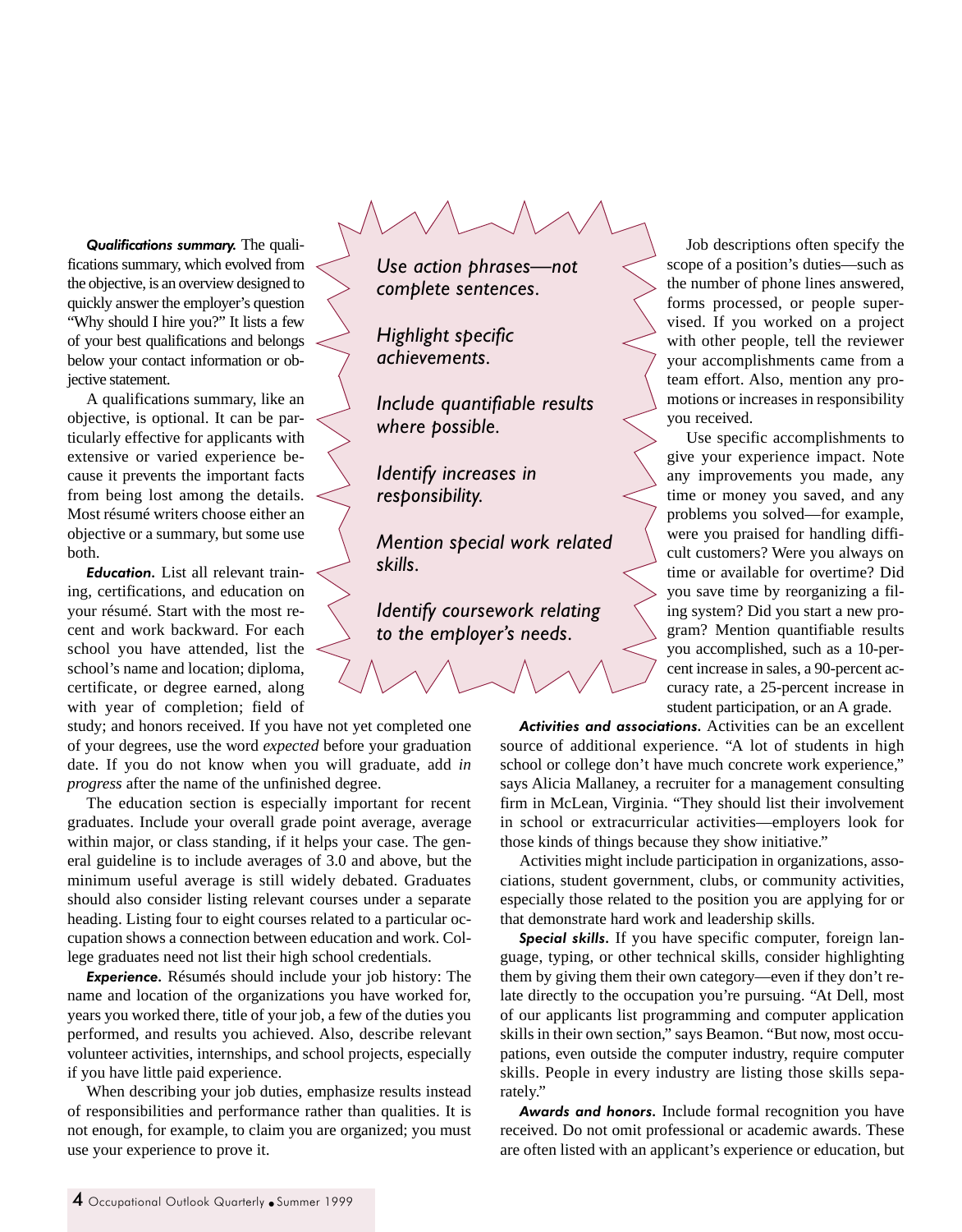***Qualifications summary.*** The qualifications summary, which evolved from the objective, is an overview designed to quickly answer the employer's question "Why should I hire you?" It lists a few of your best qualifications and belongs below your contact information or objective statement.

A qualifications summary, like an objective, is optional. It can be particularly effective for applicants with extensive or varied experience because it prevents the important facts from being lost among the details. Most résumé writers choose either an objective or a summary, but some use both.

***Education.*** List all relevant training, certifications, and education on your résumé. Start with the most recent and work backward. For each school you have attended, list the school's name and location; diploma, certificate, or degree earned, along with year of completion; field of study; and honors received. If you have not yet completed one of your degrees, use the word *expected* before your graduation date. If you do not know when you will graduate, add *in progress* after the name of the unfinished degree.

The education section is especially important for recent graduates. Include your overall grade point average, average within major, or class standing, if it helps your case. The general guideline is to include averages of 3.0 and above, but the minimum useful average is still widely debated. Graduates should also consider listing relevant courses under a separate heading. Listing four to eight courses related to a particular occupation shows a connection between education and work. College graduates need not list their high school credentials.

***Experience.*** Résumés should include your job history: The name and location of the organizations you have worked for, years you worked there, title of your job, a few of the duties you performed, and results you achieved. Also, describe relevant volunteer activities, internships, and school projects, especially if you have little paid experience.

When describing your job duties, emphasize results instead of responsibilities and performance rather than qualities. It is not enough, for example, to claim you are organized; you must use your experience to prove it.

> *Use action phrases—not complete sentences.*
>
> *Highlight specific achievements.*
>
> *Include quantifiable results where possible.*
>
> *Identify increases in responsibility.*
>
> *Mention special work related skills.*
>
> *Identify coursework relating to the employer's needs.*

Job descriptions often specify the scope of a position's duties—such as the number of phone lines answered, forms processed, or people supervised. If you worked on a project with other people, tell the reviewer your accomplishments came from a team effort. Also, mention any promotions or increases in responsibility you received.

Use specific accomplishments to give your experience impact. Note any improvements you made, any time or money you saved, and any problems you solved—for example, were you praised for handling difficult customers? Were you always on time or available for overtime? Did you save time by reorganizing a filing system? Did you start a new program? Mention quantifiable results you accomplished, such as a 10-percent increase in sales, a 90-percent accuracy rate, a 25-percent increase in student participation, or an A grade.

***Activities and associations.*** Activities can be an excellent source of additional experience. "A lot of students in high school or college don't have much concrete work experience," says Alicia Mallaney, a recruiter for a management consulting firm in McLean, Virginia. "They should list their involvement in school or extracurricular activities—employers look for those kinds of things because they show initiative."

Activities might include participation in organizations, associations, student government, clubs, or community activities, especially those related to the position you are applying for or that demonstrate hard work and leadership skills.

***Special skills.*** If you have specific computer, foreign language, typing, or other technical skills, consider highlighting them by giving them their own category—even if they don't relate directly to the occupation you're pursuing. "At Dell, most of our applicants list programming and computer application skills in their own section," says Beamon. "But now, most occupations, even outside the computer industry, require computer skills. People in every industry are listing those skills separately."

***Awards and honors.*** Include formal recognition you have received. Do not omit professional or academic awards. These are often listed with an applicant's experience or education, but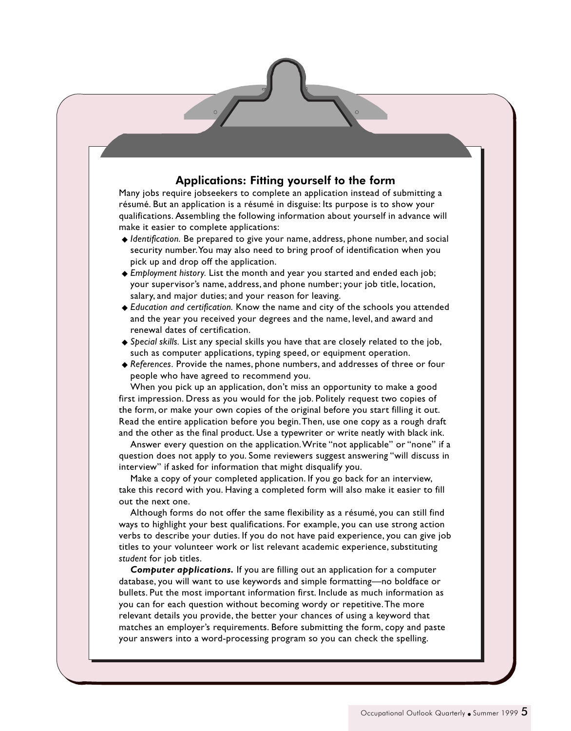## Applications: Fitting yourself to the form

Many jobs require jobseekers to complete an application instead of submitting a résumé. But an application is a résumé in disguise: Its purpose is to show your qualifications. Assembling the following information about yourself in advance will make it easier to complete applications:

- *Identification.* Be prepared to give your name, address, phone number, and social security number. You may also need to bring proof of identification when you pick up and drop off the application.
- *Employment history.* List the month and year you started and ended each job; your supervisor's name, address, and phone number; your job title, location, salary, and major duties; and your reason for leaving.
- *Education and certification.* Know the name and city of the schools you attended and the year you received your degrees and the name, level, and award and renewal dates of certification.
- *Special skills.* List any special skills you have that are closely related to the job, such as computer applications, typing speed, or equipment operation.
- *References.* Provide the names, phone numbers, and addresses of three or four people who have agreed to recommend you.

When you pick up an application, don't miss an opportunity to make a good first impression. Dress as you would for the job. Politely request two copies of the form, or make your own copies of the original before you start filling it out. Read the entire application before you begin. Then, use one copy as a rough draft and the other as the final product. Use a typewriter or write neatly with black ink.

Answer every question on the application. Write "not applicable" or "none" if a question does not apply to you. Some reviewers suggest answering "will discuss in interview" if asked for information that might disqualify you.

Make a copy of your completed application. If you go back for an interview, take this record with you. Having a completed form will also make it easier to fill out the next one.

Although forms do not offer the same flexibility as a résumé, you can still find ways to highlight your best qualifications. For example, you can use strong action verbs to describe your duties. If you do not have paid experience, you can give job titles to your volunteer work or list relevant academic experience, substituting *student* for job titles.

***Computer applications.*** If you are filling out an application for a computer database, you will want to use keywords and simple formatting—no boldface or bullets. Put the most important information first. Include as much information as you can for each question without becoming wordy or repetitive. The more relevant details you provide, the better your chances of using a keyword that matches an employer's requirements. Before submitting the form, copy and paste your answers into a word-processing program so you can check the spelling.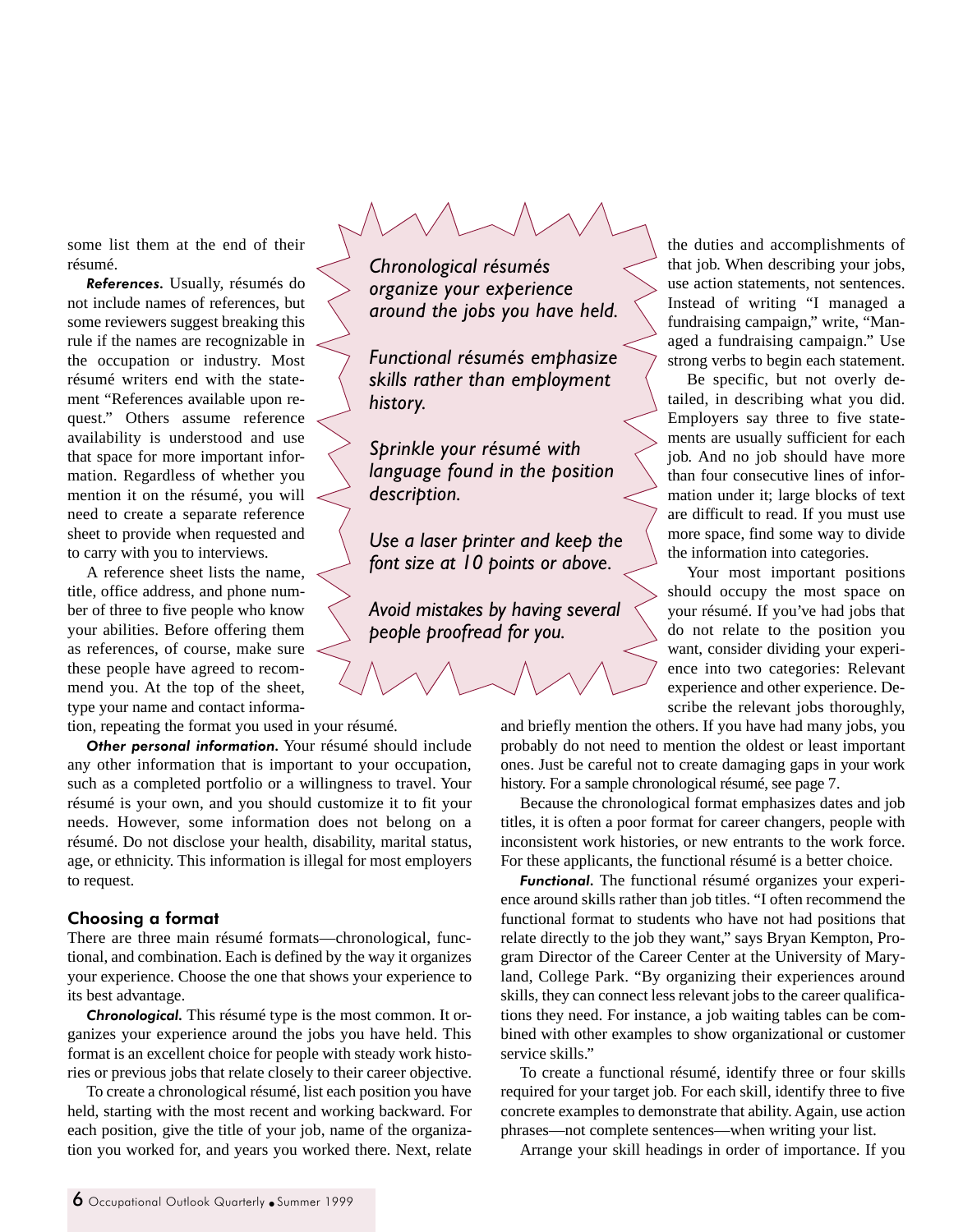some list them at the end of their résumé.

***References.*** Usually, résumés do not include names of references, but some reviewers suggest breaking this rule if the names are recognizable in the occupation or industry. Most résumé writers end with the statement "References available upon request." Others assume reference availability is understood and use that space for more important information. Regardless of whether you mention it on the résumé, you will need to create a separate reference sheet to provide when requested and to carry with you to interviews.

A reference sheet lists the name, title, office address, and phone number of three to five people who know your abilities. Before offering them as references, of course, make sure these people have agreed to recommend you. At the top of the sheet, type your name and contact information, repeating the format you used in your résumé.

***Other personal information.*** Your résumé should include any other information that is important to your occupation, such as a completed portfolio or a willingness to travel. Your résumé is your own, and you should customize it to fit your needs. However, some information does not belong on a résumé. Do not disclose your health, disability, marital status, age, or ethnicity. This information is illegal for most employers to request.

*Chronological résumés organize your experience around the jobs you have held.*

*Functional résumés emphasize skills rather than employment history.*

*Sprinkle your résumé with language found in the position description.*

*Use a laser printer and keep the font size at 10 points or above.*

*Avoid mistakes by having several people proofread for you.*

## Choosing a format

There are three main résumé formats—chronological, functional, and combination. Each is defined by the way it organizes your experience. Choose the one that shows your experience to its best advantage.

***Chronological.*** This résumé type is the most common. It organizes your experience around the jobs you have held. This format is an excellent choice for people with steady work histories or previous jobs that relate closely to their career objective.

To create a chronological résumé, list each position you have held, starting with the most recent and working backward. For each position, give the title of your job, name of the organization you worked for, and years you worked there. Next, relate the duties and accomplishments of that job. When describing your jobs, use action statements, not sentences. Instead of writing "I managed a fundraising campaign," write, "Managed a fundraising campaign." Use strong verbs to begin each statement.

Be specific, but not overly detailed, in describing what you did. Employers say three to five statements are usually sufficient for each job. And no job should have more than four consecutive lines of information under it; large blocks of text are difficult to read. If you must use more space, find some way to divide the information into categories.

Your most important positions should occupy the most space on your résumé. If you've had jobs that do not relate to the position you want, consider dividing your experience into two categories: Relevant experience and other experience. Describe the relevant jobs thoroughly, and briefly mention the others. If you have had many jobs, you probably do not need to mention the oldest or least important ones. Just be careful not to create damaging gaps in your work history. For a sample chronological résumé, see page 7.

Because the chronological format emphasizes dates and job titles, it is often a poor format for career changers, people with inconsistent work histories, or new entrants to the work force. For these applicants, the functional résumé is a better choice.

***Functional.*** The functional résumé organizes your experience around skills rather than job titles. "I often recommend the functional format to students who have not had positions that relate directly to the job they want," says Bryan Kempton, Program Director of the Career Center at the University of Maryland, College Park. "By organizing their experiences around skills, they can connect less relevant jobs to the career qualifications they need. For instance, a job waiting tables can be combined with other examples to show organizational or customer service skills."

To create a functional résumé, identify three or four skills required for your target job. For each skill, identify three to five concrete examples to demonstrate that ability. Again, use action phrases—not complete sentences—when writing your list.

Arrange your skill headings in order of importance. If you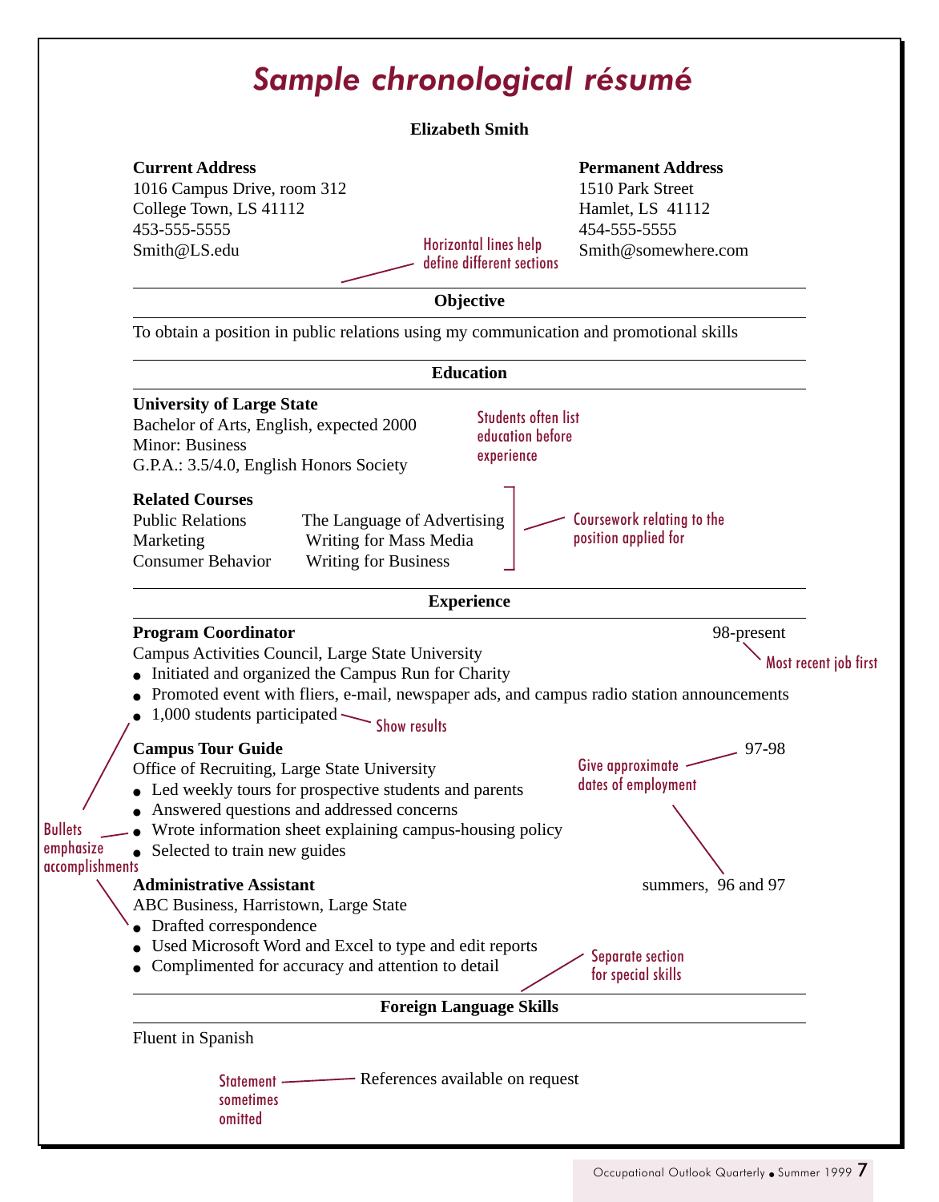# Sample chronological résumé

**Elizabeth Smith**

**Current Address**
1016 Campus Drive, room 312
College Town, LS 41112
453-555-5555
Smith@LS.edu

**Permanent Address**
1510 Park Street
Hamlet, LS 41112
454-555-5555
Smith@somewhere.com

*Horizontal lines help define different sections*

---

**Objective**

---

To obtain a position in public relations using my communication and promotional skills

---

**Education**

---

**University of Large State**
Bachelor of Arts, English, expected 2000
Minor: Business
G.P.A.: 3.5/4.0, English Honors Society

*Students often list education before experience*

**Related Courses**

| | |
|---|---|
| Public Relations | The Language of Advertising |
| Marketing | Writing for Mass Media |
| Consumer Behavior | Writing for Business |

*Coursework relating to the position applied for*

---

**Experience**

---

**Program Coordinator** — 98-present *(Most recent job first)*
Campus Activities Council, Large State University
- Initiated and organized the Campus Run for Charity
- Promoted event with fliers, e-mail, newspaper ads, and campus radio station announcements
- 1,000 students participated *(Show results)*

**Campus Tour Guide** — 97-98 *(Give approximate dates of employment)*
Office of Recruiting, Large State University
- Led weekly tours for prospective students and parents
- Answered questions and addressed concerns
- Wrote information sheet explaining campus-housing policy
- Selected to train new guides

*Bullets emphasize accomplishments*

**Administrative Assistant** — summers, 96 and 97
ABC Business, Harristown, Large State
- Drafted correspondence
- Used Microsoft Word and Excel to type and edit reports
- Complimented for accuracy and attention to detail

*Separate section for special skills*

---

**Foreign Language Skills**

---

Fluent in Spanish

References available on request *(Statement sometimes omitted)*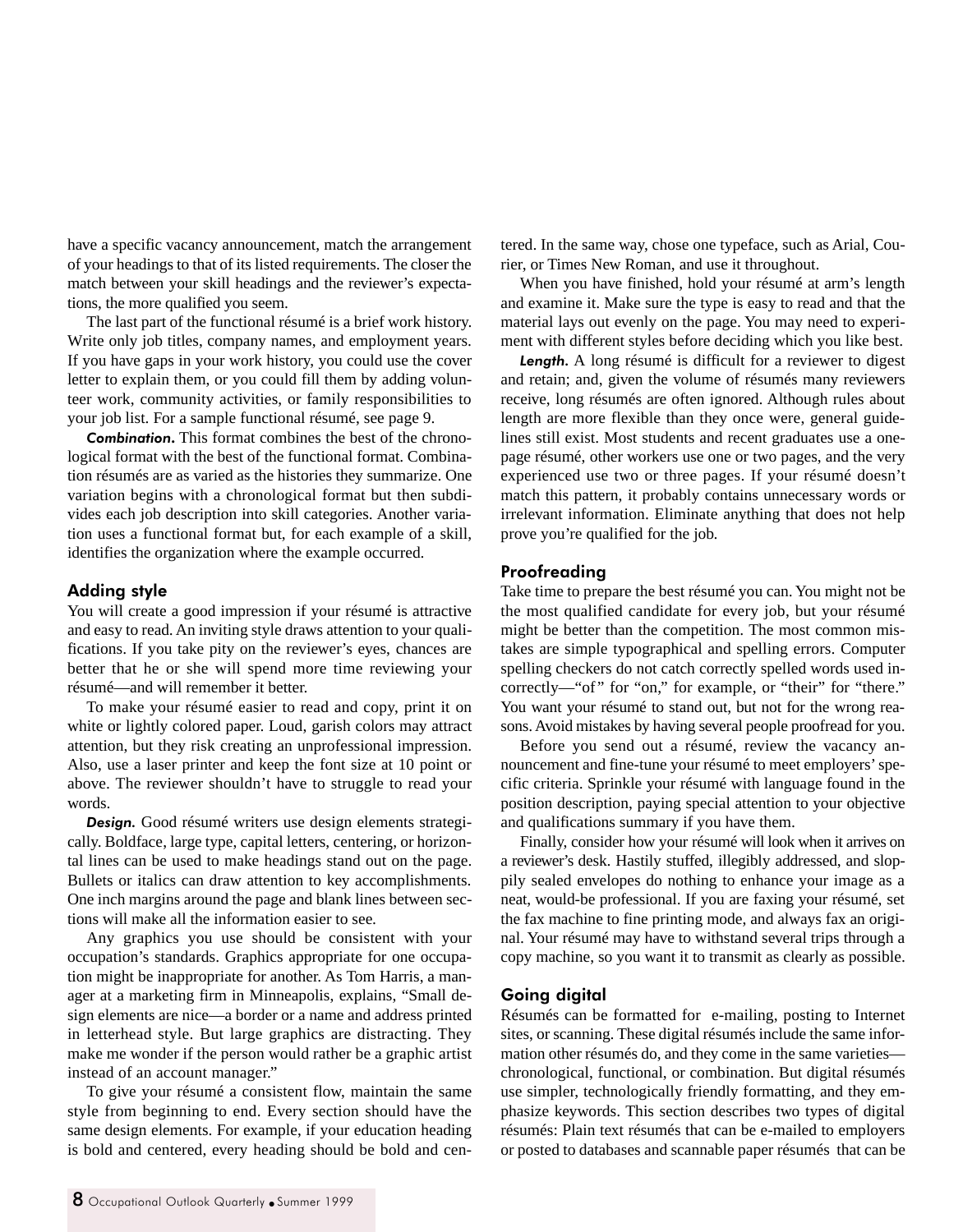have a specific vacancy announcement, match the arrangement of your headings to that of its listed requirements. The closer the match between your skill headings and the reviewer's expectations, the more qualified you seem.

The last part of the functional résumé is a brief work history. Write only job titles, company names, and employment years. If you have gaps in your work history, you could use the cover letter to explain them, or you could fill them by adding volunteer work, community activities, or family responsibilities to your job list. For a sample functional résumé, see page 9.

***Combination.*** This format combines the best of the chronological format with the best of the functional format. Combination résumés are as varied as the histories they summarize. One variation begins with a chronological format but then subdivides each job description into skill categories. Another variation uses a functional format but, for each example of a skill, identifies the organization where the example occurred.

## Adding style

You will create a good impression if your résumé is attractive and easy to read. An inviting style draws attention to your qualifications. If you take pity on the reviewer's eyes, chances are better that he or she will spend more time reviewing your résumé—and will remember it better.

To make your résumé easier to read and copy, print it on white or lightly colored paper. Loud, garish colors may attract attention, but they risk creating an unprofessional impression. Also, use a laser printer and keep the font size at 10 point or above. The reviewer shouldn't have to struggle to read your words.

***Design.*** Good résumé writers use design elements strategically. Boldface, large type, capital letters, centering, or horizontal lines can be used to make headings stand out on the page. Bullets or italics can draw attention to key accomplishments. One inch margins around the page and blank lines between sections will make all the information easier to see.

Any graphics you use should be consistent with your occupation's standards. Graphics appropriate for one occupation might be inappropriate for another. As Tom Harris, a manager at a marketing firm in Minneapolis, explains, "Small design elements are nice—a border or a name and address printed in letterhead style. But large graphics are distracting. They make me wonder if the person would rather be a graphic artist instead of an account manager."

To give your résumé a consistent flow, maintain the same style from beginning to end. Every section should have the same design elements. For example, if your education heading is bold and centered, every heading should be bold and centered. In the same way, chose one typeface, such as Arial, Courier, or Times New Roman, and use it throughout.

When you have finished, hold your résumé at arm's length and examine it. Make sure the type is easy to read and that the material lays out evenly on the page. You may need to experiment with different styles before deciding which you like best.

***Length.*** A long résumé is difficult for a reviewer to digest and retain; and, given the volume of résumés many reviewers receive, long résumés are often ignored. Although rules about length are more flexible than they once were, general guidelines still exist. Most students and recent graduates use a one-page résumé, other workers use one or two pages, and the very experienced use two or three pages. If your résumé doesn't match this pattern, it probably contains unnecessary words or irrelevant information. Eliminate anything that does not help prove you're qualified for the job.

## Proofreading

Take time to prepare the best résumé you can. You might not be the most qualified candidate for every job, but your résumé might be better than the competition. The most common mistakes are simple typographical and spelling errors. Computer spelling checkers do not catch correctly spelled words used incorrectly—"of" for "on," for example, or "their" for "there." You want your résumé to stand out, but not for the wrong reasons. Avoid mistakes by having several people proofread for you.

Before you send out a résumé, review the vacancy announcement and fine-tune your résumé to meet employers' specific criteria. Sprinkle your résumé with language found in the position description, paying special attention to your objective and qualifications summary if you have them.

Finally, consider how your résumé will look when it arrives on a reviewer's desk. Hastily stuffed, illegibly addressed, and sloppily sealed envelopes do nothing to enhance your image as a neat, would-be professional. If you are faxing your résumé, set the fax machine to fine printing mode, and always fax an original. Your résumé may have to withstand several trips through a copy machine, so you want it to transmit as clearly as possible.

## Going digital

Résumés can be formatted for e-mailing, posting to Internet sites, or scanning. These digital résumés include the same information other résumés do, and they come in the same varieties—chronological, functional, or combination. But digital résumés use simpler, technologically friendly formatting, and they emphasize keywords. This section describes two types of digital résumés: Plain text résumés that can be e-mailed to employers or posted to databases and scannable paper résumés that can be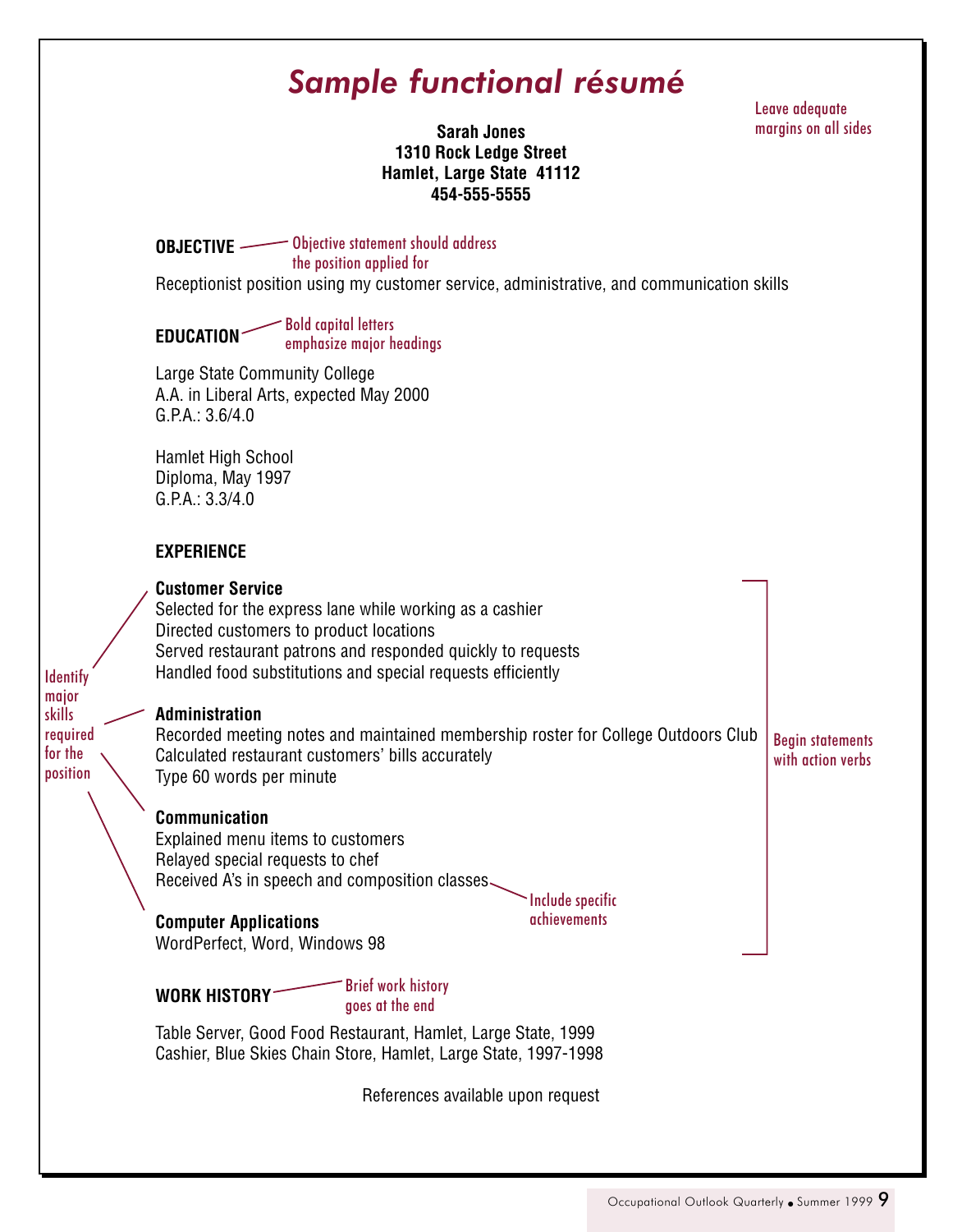# *Sample functional résumé*

Leave adequate margins on all sides

**Sarah Jones**
**1310 Rock Ledge Street**
**Hamlet, Large State 41112**
**454-555-5555**

**OBJECTIVE** — Objective statement should address the position applied for

Receptionist position using my customer service, administrative, and communication skills

**EDUCATION** — Bold capital letters emphasize major headings

Large State Community College
A.A. in Liberal Arts, expected May 2000
G.P.A.: 3.6/4.0

Hamlet High School
Diploma, May 1997
G.P.A.: 3.3/4.0

**EXPERIENCE**

Identify major skills required for the position

Begin statements with action verbs

**Customer Service**
Selected for the express lane while working as a cashier
Directed customers to product locations
Served restaurant patrons and responded quickly to requests
Handled food substitutions and special requests efficiently

**Administration**
Recorded meeting notes and maintained membership roster for College Outdoors Club
Calculated restaurant customers' bills accurately
Type 60 words per minute

**Communication**
Explained menu items to customers
Relayed special requests to chef
Received A's in speech and composition classes — Include specific achievements

**Computer Applications**
WordPerfect, Word, Windows 98

**WORK HISTORY** — Brief work history goes at the end

Table Server, Good Food Restaurant, Hamlet, Large State, 1999
Cashier, Blue Skies Chain Store, Hamlet, Large State, 1997-1998

References available upon request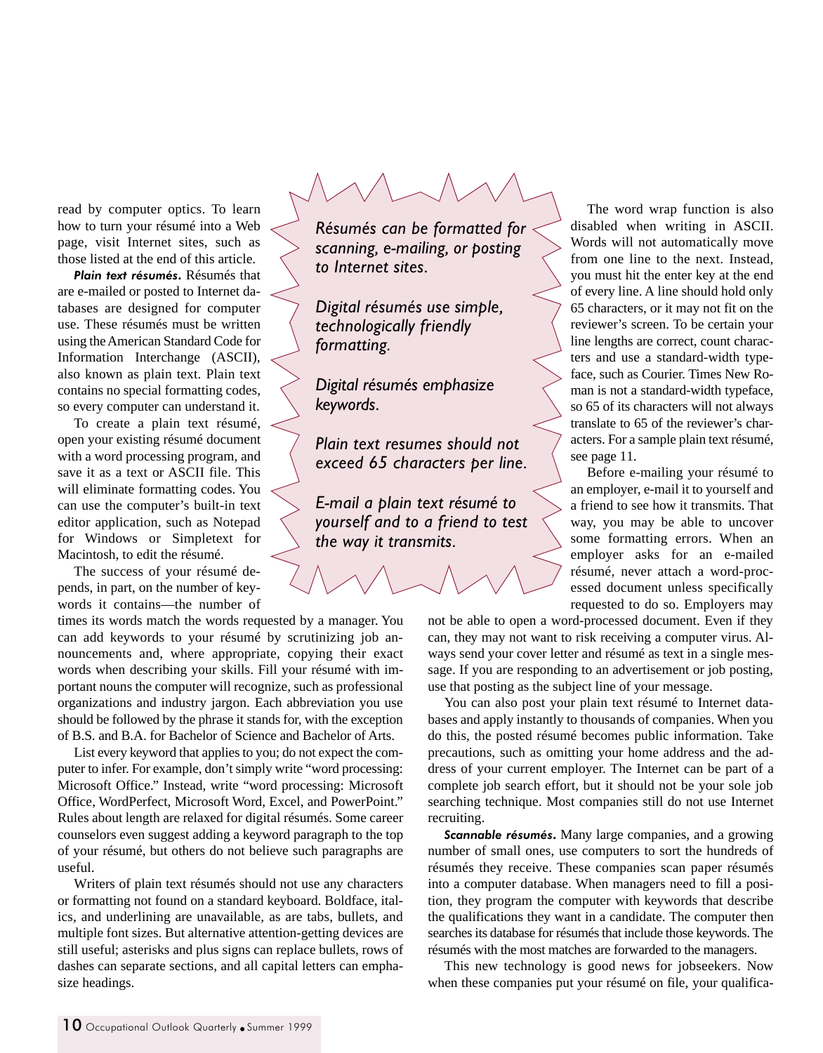read by computer optics. To learn how to turn your résumé into a Web page, visit Internet sites, such as those listed at the end of this article.

***Plain text résumés.*** Résumés that are e-mailed or posted to Internet databases are designed for computer use. These résumés must be written using the American Standard Code for Information Interchange (ASCII), also known as plain text. Plain text contains no special formatting codes, so every computer can understand it.

To create a plain text résumé, open your existing résumé document with a word processing program, and save it as a text or ASCII file. This will eliminate formatting codes. You can use the computer's built-in text editor application, such as Notepad for Windows or Simpletext for Macintosh, to edit the résumé.

The success of your résumé depends, in part, on the number of keywords it contains—the number of times its words match the words requested by a manager. You can add keywords to your résumé by scrutinizing job announcements and, where appropriate, copying their exact words when describing your skills. Fill your résumé with important nouns the computer will recognize, such as professional organizations and industry jargon. Each abbreviation you use should be followed by the phrase it stands for, with the exception of B.S. and B.A. for Bachelor of Science and Bachelor of Arts.

List every keyword that applies to you; do not expect the computer to infer. For example, don't simply write "word processing: Microsoft Office." Instead, write "word processing: Microsoft Office, WordPerfect, Microsoft Word, Excel, and PowerPoint." Rules about length are relaxed for digital résumés. Some career counselors even suggest adding a keyword paragraph to the top of your résumé, but others do not believe such paragraphs are useful.

Writers of plain text résumés should not use any characters or formatting not found on a standard keyboard. Boldface, italics, and underlining are unavailable, as are tabs, bullets, and multiple font sizes. But alternative attention-getting devices are still useful; asterisks and plus signs can replace bullets, rows of dashes can separate sections, and all capital letters can emphasize headings.

> *Résumés can be formatted for scanning, e-mailing, or posting to Internet sites.*
>
> *Digital résumés use simple, technologically friendly formatting.*
>
> *Digital résumés emphasize keywords.*
>
> *Plain text resumes should not exceed 65 characters per line.*
>
> *E-mail a plain text résumé to yourself and to a friend to test the way it transmits.*

The word wrap function is also disabled when writing in ASCII. Words will not automatically move from one line to the next. Instead, you must hit the enter key at the end of every line. A line should hold only 65 characters, or it may not fit on the reviewer's screen. To be certain your line lengths are correct, count characters and use a standard-width typeface, such as Courier. Times New Roman is not a standard-width typeface, so 65 of its characters will not always translate to 65 of the reviewer's characters. For a sample plain text résumé, see page 11.

Before e-mailing your résumé to an employer, e-mail it to yourself and a friend to see how it transmits. That way, you may be able to uncover some formatting errors. When an employer asks for an e-mailed résumé, never attach a word-processed document unless specifically requested to do so. Employers may not be able to open a word-processed document. Even if they can, they may not want to risk receiving a computer virus. Always send your cover letter and résumé as text in a single message. If you are responding to an advertisement or job posting, use that posting as the subject line of your message.

You can also post your plain text résumé to Internet databases and apply instantly to thousands of companies. When you do this, the posted résumé becomes public information. Take precautions, such as omitting your home address and the address of your current employer. The Internet can be part of a complete job search effort, but it should not be your sole job searching technique. Most companies still do not use Internet recruiting.

***Scannable résumés.*** Many large companies, and a growing number of small ones, use computers to sort the hundreds of résumés they receive. These companies scan paper résumés into a computer database. When managers need to fill a position, they program the computer with keywords that describe the qualifications they want in a candidate. The computer then searches its database for résumés that include those keywords. The résumés with the most matches are forwarded to the managers.

This new technology is good news for jobseekers. Now when these companies put your résumé on file, your qualifica-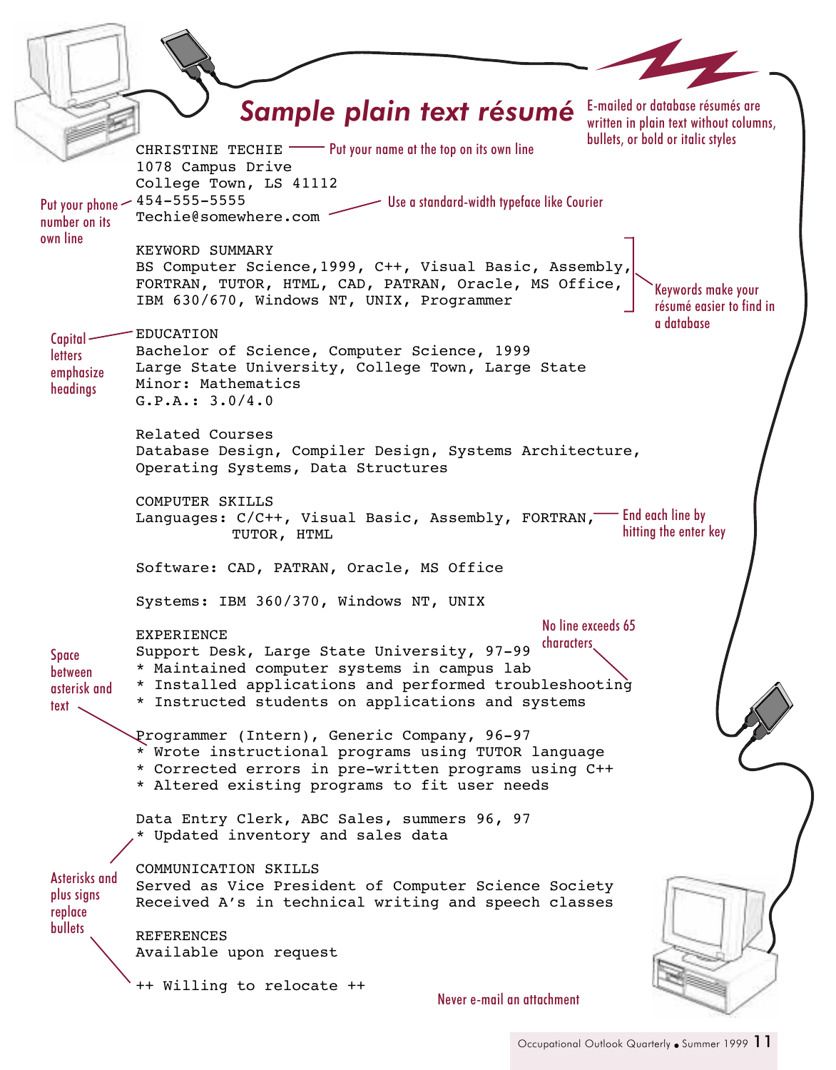## *Sample plain text résumé*

E-mailed or database résumés are written in plain text without columns, bullets, or bold or italic styles

```
CHRISTINE TECHIE
1078 Campus Drive
College Town, LS 41112
454-555-5555
Techie@somewhere.com

KEYWORD SUMMARY
BS Computer Science,1999, C++, Visual Basic, Assembly,
FORTRAN, TUTOR, HTML, CAD, PATRAN, Oracle, MS Office,
IBM 630/670, Windows NT, UNIX, Programmer

EDUCATION
Bachelor of Science, Computer Science, 1999
Large State University, College Town, Large State
Minor: Mathematics
G.P.A.: 3.0/4.0

Related Courses
Database Design, Compiler Design, Systems Architecture,
Operating Systems, Data Structures

COMPUTER SKILLS
Languages: C/C++, Visual Basic, Assembly, FORTRAN,
           TUTOR, HTML

Software: CAD, PATRAN, Oracle, MS Office

Systems: IBM 360/370, Windows NT, UNIX

EXPERIENCE
Support Desk, Large State University, 97-99
* Maintained computer systems in campus lab
* Installed applications and performed troubleshooting
* Instructed students on applications and systems

Programmer (Intern), Generic Company, 96-97
* Wrote instructional programs using TUTOR language
* Corrected errors in pre-written programs using C++
* Altered existing programs to fit user needs

Data Entry Clerk, ABC Sales, summers 96, 97
* Updated inventory and sales data

COMMUNICATION SKILLS
Served as Vice President of Computer Science Society
Received A's in technical writing and speech classes

REFERENCES
Available upon request

++ Willing to relocate ++
```

Put your name at the top on its own line

Use a standard-width typeface like Courier

Put your phone number on its own line

Keywords make your résumé easier to find in a database

Capital letters emphasize headings

End each line by hitting the enter key

No line exceeds 65 characters

Space between asterisk and text

Asterisks and plus signs replace bullets

Never e-mail an attachment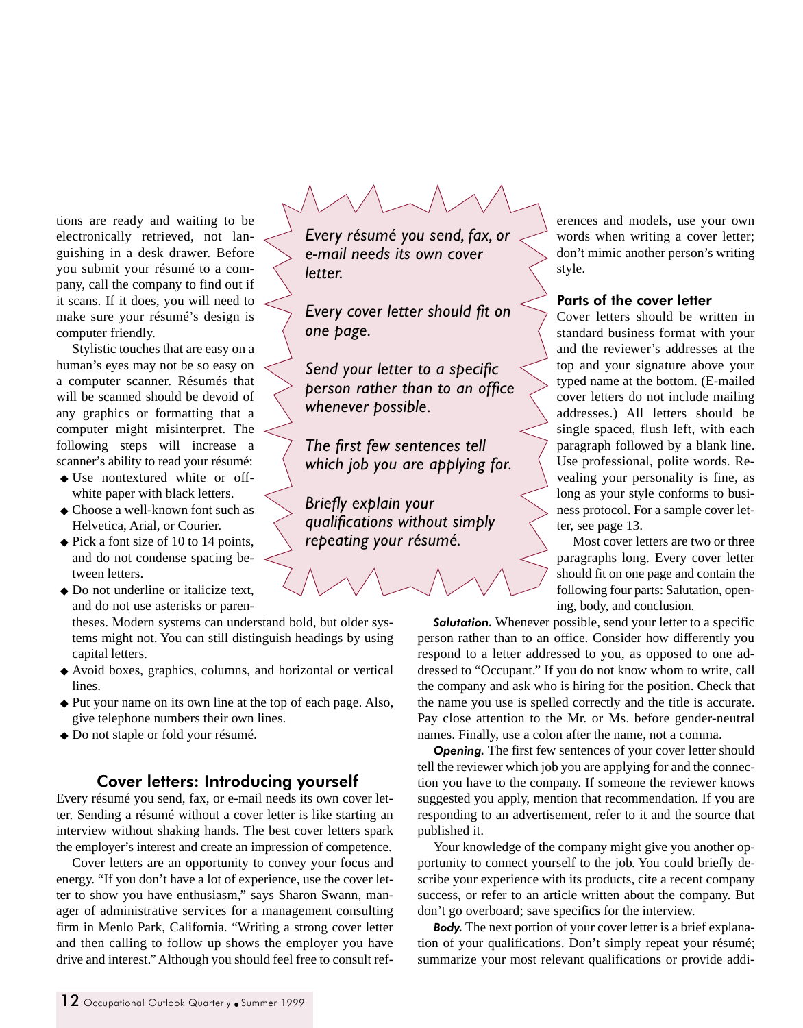tions are ready and waiting to be electronically retrieved, not languishing in a desk drawer. Before you submit your résumé to a company, call the company to find out if it scans. If it does, you will need to make sure your résumé's design is computer friendly.

Stylistic touches that are easy on a human's eyes may not be so easy on a computer scanner. Résumés that will be scanned should be devoid of any graphics or formatting that a computer might misinterpret. The following steps will increase a scanner's ability to read your résumé:

- Use nontextured white or off-white paper with black letters.
- Choose a well-known font such as Helvetica, Arial, or Courier.
- Pick a font size of 10 to 14 points, and do not condense spacing between letters.
- Do not underline or italicize text, and do not use asterisks or parentheses. Modern systems can understand bold, but older systems might not. You can still distinguish headings by using capital letters.
- Avoid boxes, graphics, columns, and horizontal or vertical lines.
- Put your name on its own line at the top of each page. Also, give telephone numbers their own lines.
- Do not staple or fold your résumé.

*Every résumé you send, fax, or e-mail needs its own cover letter.*

*Every cover letter should fit on one page.*

*Send your letter to a specific person rather than to an office whenever possible.*

*The first few sentences tell which job you are applying for.*

*Briefly explain your qualifications without simply repeating your résumé.*

## Cover letters: Introducing yourself

Every résumé you send, fax, or e-mail needs its own cover letter. Sending a résumé without a cover letter is like starting an interview without shaking hands. The best cover letters spark the employer's interest and create an impression of competence.

Cover letters are an opportunity to convey your focus and energy. "If you don't have a lot of experience, use the cover letter to show you have enthusiasm," says Sharon Swann, manager of administrative services for a management consulting firm in Menlo Park, California. "Writing a strong cover letter and then calling to follow up shows the employer you have drive and interest." Although you should feel free to consult references and models, use your own words when writing a cover letter; don't mimic another person's writing style.

### Parts of the cover letter

Cover letters should be written in standard business format with your and the reviewer's addresses at the top and your signature above your typed name at the bottom. (E-mailed cover letters do not include mailing addresses.) All letters should be single spaced, flush left, with each paragraph followed by a blank line. Use professional, polite words. Revealing your personality is fine, as long as your style conforms to business protocol. For a sample cover letter, see page 13.

Most cover letters are two or three paragraphs long. Every cover letter should fit on one page and contain the following four parts: Salutation, opening, body, and conclusion.

***Salutation.*** Whenever possible, send your letter to a specific person rather than to an office. Consider how differently you respond to a letter addressed to you, as opposed to one addressed to "Occupant." If you do not know whom to write, call the company and ask who is hiring for the position. Check that the name you use is spelled correctly and the title is accurate. Pay close attention to the Mr. or Ms. before gender-neutral names. Finally, use a colon after the name, not a comma.

***Opening.*** The first few sentences of your cover letter should tell the reviewer which job you are applying for and the connection you have to the company. If someone the reviewer knows suggested you apply, mention that recommendation. If you are responding to an advertisement, refer to it and the source that published it.

Your knowledge of the company might give you another opportunity to connect yourself to the job. You could briefly describe your experience with its products, cite a recent company success, or refer to an article written about the company. But don't go overboard; save specifics for the interview.

***Body.*** The next portion of your cover letter is a brief explanation of your qualifications. Don't simply repeat your résumé; summarize your most relevant qualifications or provide addi-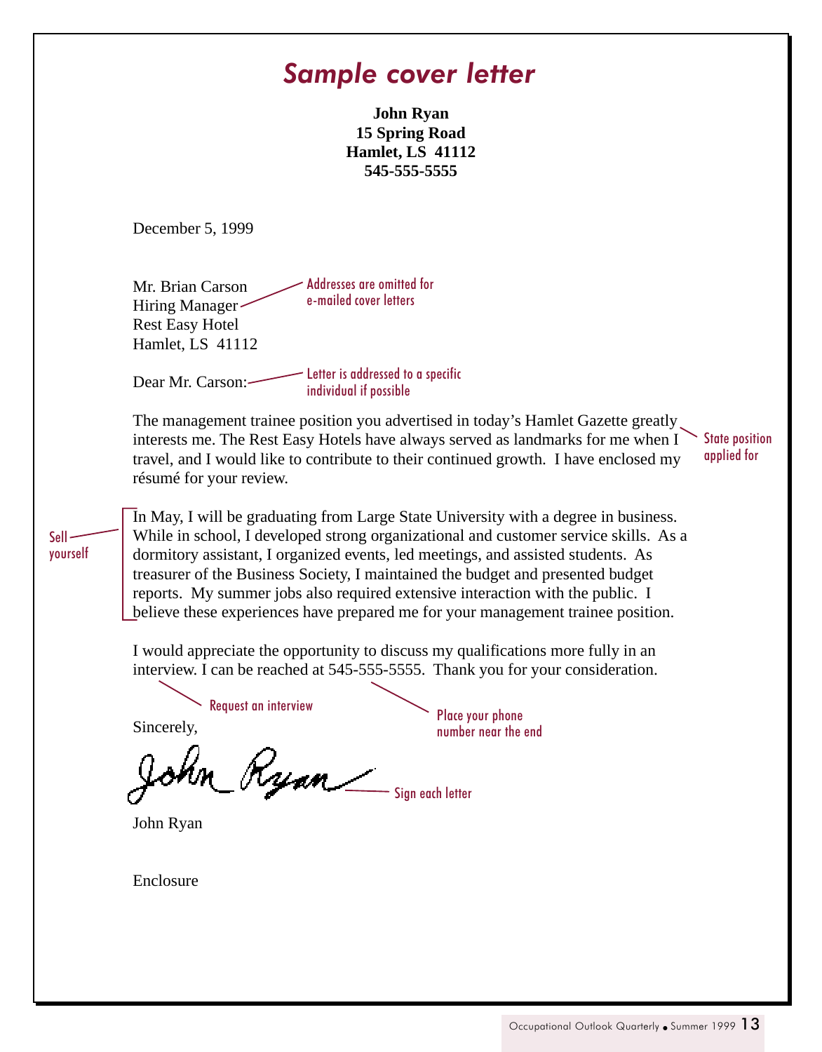# *Sample cover letter*

**John Ryan**
**15 Spring Road**
**Hamlet, LS 41112**
**545-555-5555**

December 5, 1999

Mr. Brian Carson
Hiring Manager
Rest Easy Hotel
Hamlet, LS 41112

*Addresses are omitted for e-mailed cover letters*

Dear Mr. Carson:

*Letter is addressed to a specific individual if possible*

The management trainee position you advertised in today's Hamlet Gazette greatly interests me. The Rest Easy Hotels have always served as landmarks for me when I travel, and I would like to contribute to their continued growth. I have enclosed my résumé for your review.

*State position applied for*

In May, I will be graduating from Large State University with a degree in business. While in school, I developed strong organizational and customer service skills. As a dormitory assistant, I organized events, led meetings, and assisted students. As treasurer of the Business Society, I maintained the budget and presented budget reports. My summer jobs also required extensive interaction with the public. I believe these experiences have prepared me for your management trainee position.

*Sell yourself*

I would appreciate the opportunity to discuss my qualifications more fully in an interview. I can be reached at 545-555-5555. Thank you for your consideration.

*Request an interview*

*Place your phone number near the end*

Sincerely,

John Ryan (signature)

*Sign each letter*

John Ryan

Enclosure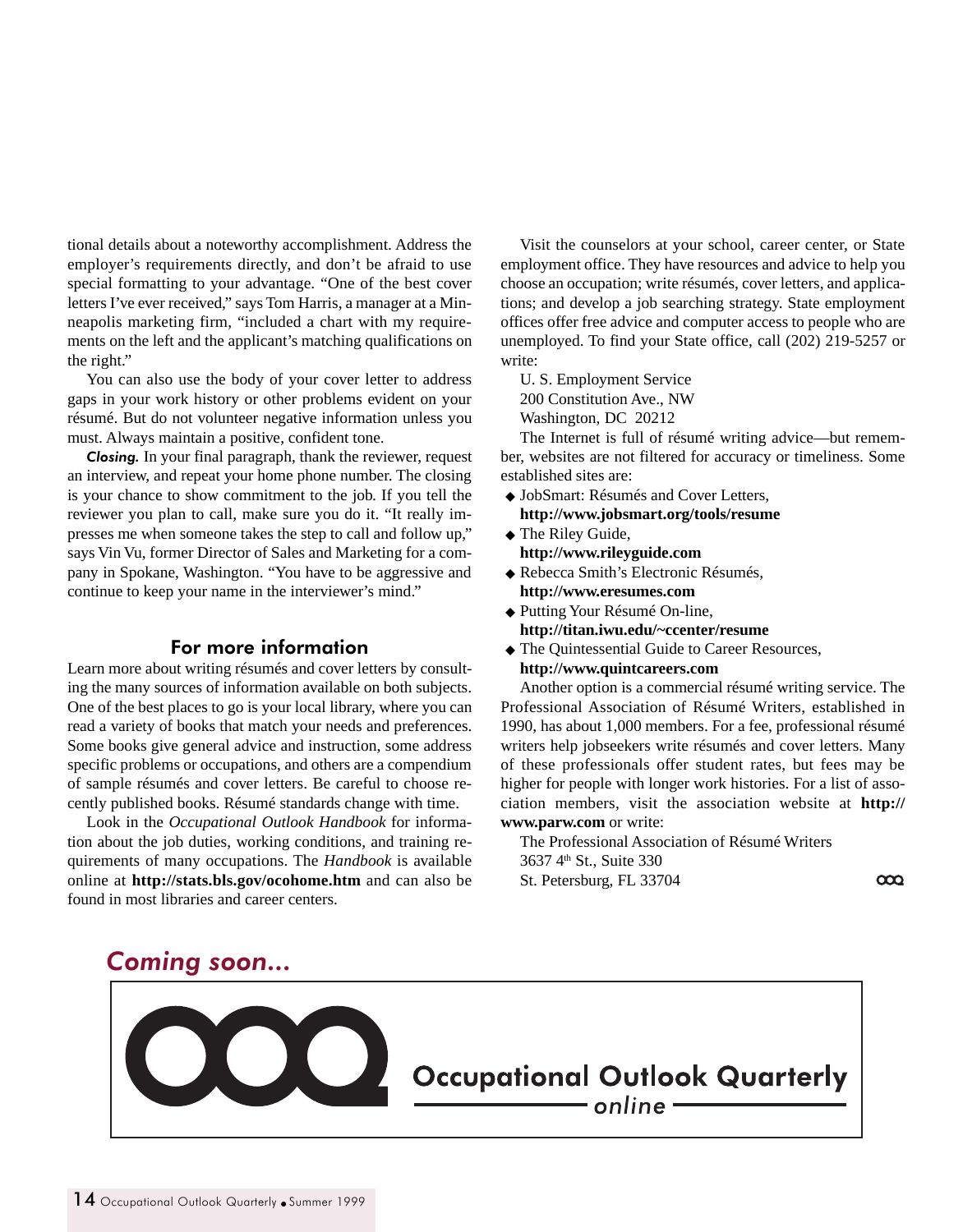tional details about a noteworthy accomplishment. Address the employer's requirements directly, and don't be afraid to use special formatting to your advantage. "One of the best cover letters I've ever received," says Tom Harris, a manager at a Minneapolis marketing firm, "included a chart with my requirements on the left and the applicant's matching qualifications on the right."

You can also use the body of your cover letter to address gaps in your work history or other problems evident on your résumé. But do not volunteer negative information unless you must. Always maintain a positive, confident tone.

***Closing.*** In your final paragraph, thank the reviewer, request an interview, and repeat your home phone number. The closing is your chance to show commitment to the job. If you tell the reviewer you plan to call, make sure you do it. "It really impresses me when someone takes the step to call and follow up," says Vin Vu, former Director of Sales and Marketing for a company in Spokane, Washington. "You have to be aggressive and continue to keep your name in the interviewer's mind."

## For more information

Learn more about writing résumés and cover letters by consulting the many sources of information available on both subjects. One of the best places to go is your local library, where you can read a variety of books that match your needs and preferences. Some books give general advice and instruction, some address specific problems or occupations, and others are a compendium of sample résumés and cover letters. Be careful to choose recently published books. Résumé standards change with time.

Look in the *Occupational Outlook Handbook* for information about the job duties, working conditions, and training requirements of many occupations. The *Handbook* is available online at **http://stats.bls.gov/ocohome.htm** and can also be found in most libraries and career centers.

Visit the counselors at your school, career center, or State employment office. They have resources and advice to help you choose an occupation; write résumés, cover letters, and applications; and develop a job searching strategy. State employment offices offer free advice and computer access to people who are unemployed. To find your State office, call (202) 219-5257 or write:

U. S. Employment Service
200 Constitution Ave., NW
Washington, DC 20212

The Internet is full of résumé writing advice—but remember, websites are not filtered for accuracy or timeliness. Some established sites are:

- JobSmart: Résumés and Cover Letters, **http://www.jobsmart.org/tools/resume**
- The Riley Guide, **http://www.rileyguide.com**
- Rebecca Smith's Electronic Résumés, **http://www.eresumes.com**
- Putting Your Résumé On-line, **http://titan.iwu.edu/~ccenter/resume**
- The Quintessential Guide to Career Resources, **http://www.quintcareers.com**

Another option is a commercial résumé writing service. The Professional Association of Résumé Writers, established in 1990, has about 1,000 members. For a fee, professional résumé writers help jobseekers write résumés and cover letters. Many of these professionals offer student rates, but fees may be higher for people with longer work histories. For a list of association members, visit the association website at **http://www.parw.com** or write:

The Professional Association of Résumé Writers
3637 4th St., Suite 330
St. Petersburg, FL 33704

*Coming soon...*

OOQ Occupational Outlook Quarterly online